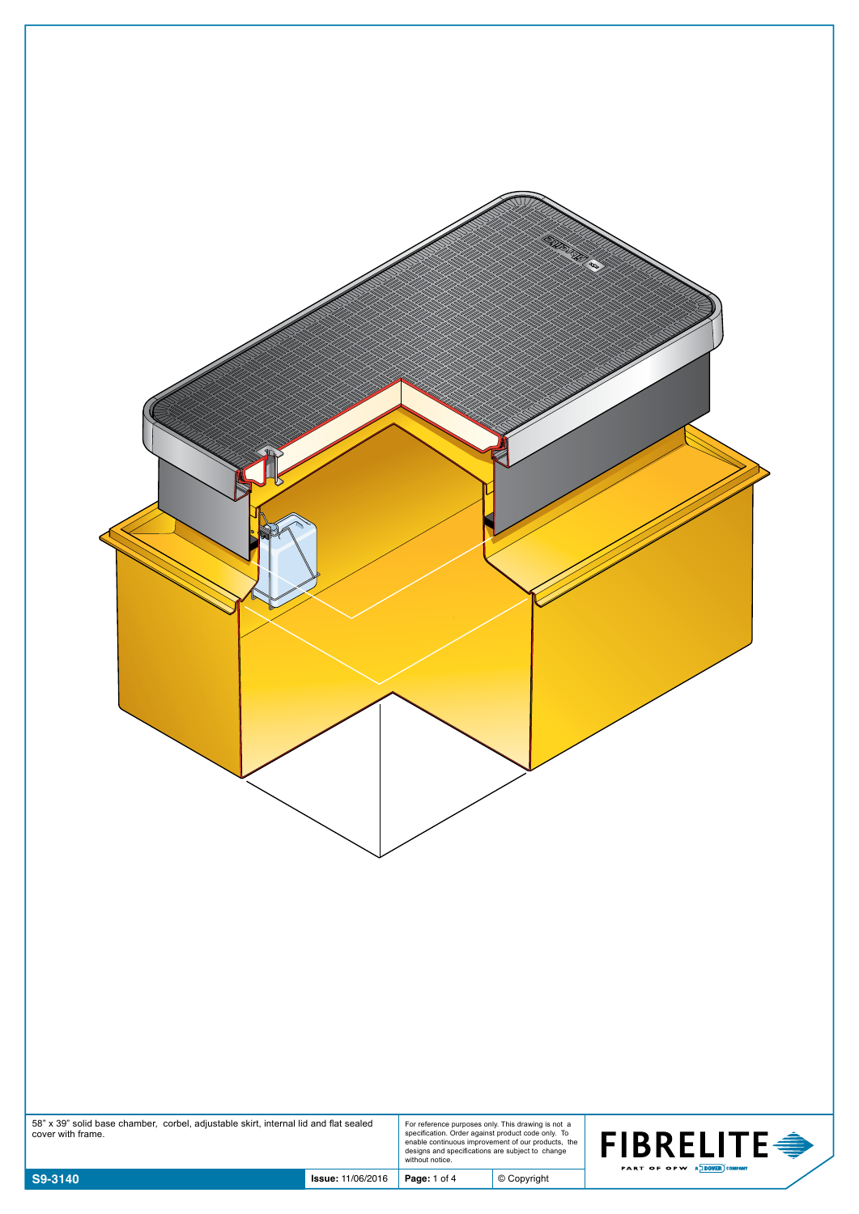58" x 39" solid base chamber, corbel, adjustable skirt, internal lid and flat sealed cover with frame.

For reference purposes only. This drawing is not a specification. Order against product code only. To enable continuous improvement of our products, the designs and specifications are subject to change without notice.

**FIBRELITE**

PART OF OPW A DOVER COMPANY

| S9-3140 | Issue: 11/06/2016 | Page: 1 of 4 | © Copyright |
| --- | --- | --- | --- |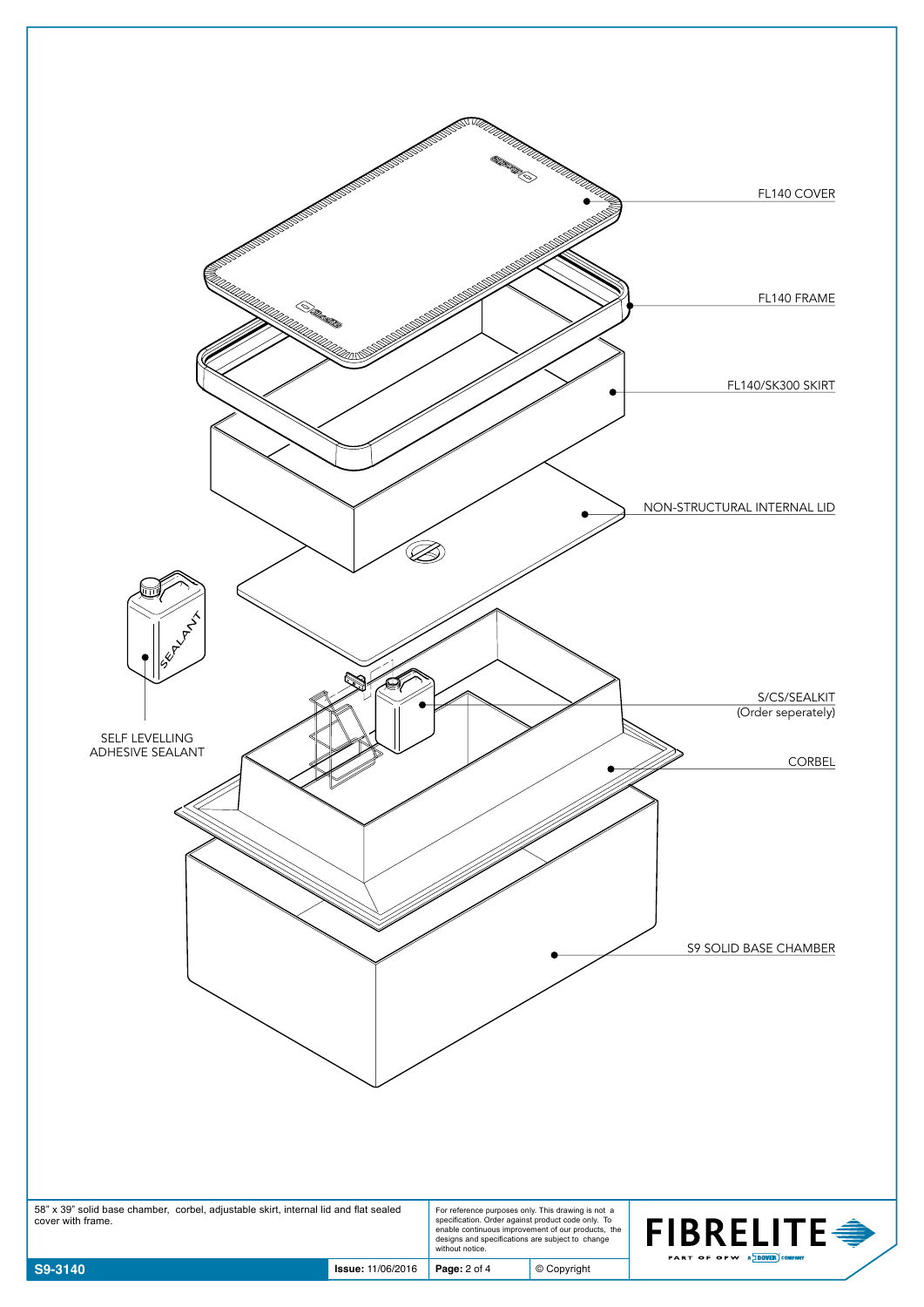FL140 COVER

FL140 FRAME

FL140/SK300 SKIRT

NON-STRUCTURAL INTERNAL LID

SELF LEVELLING ADHESIVE SEALANT

S/CS/SEALKIT (Order seperately)

CORBEL

S9 SOLID BASE CHAMBER

58" x 39" solid base chamber, corbel, adjustable skirt, internal lid and flat sealed cover with frame.

For reference purposes only. This drawing is not a specification. Order against product code only. To enable continuous improvement of our products, the designs and specifications are subject to change without notice.

| S9-3140 | Issue: 11/06/2016 | Page: 2 of 4 | © Copyright |
|---|---|---|---|

FIBRELITE PART OF OPW A DOVER COMPANY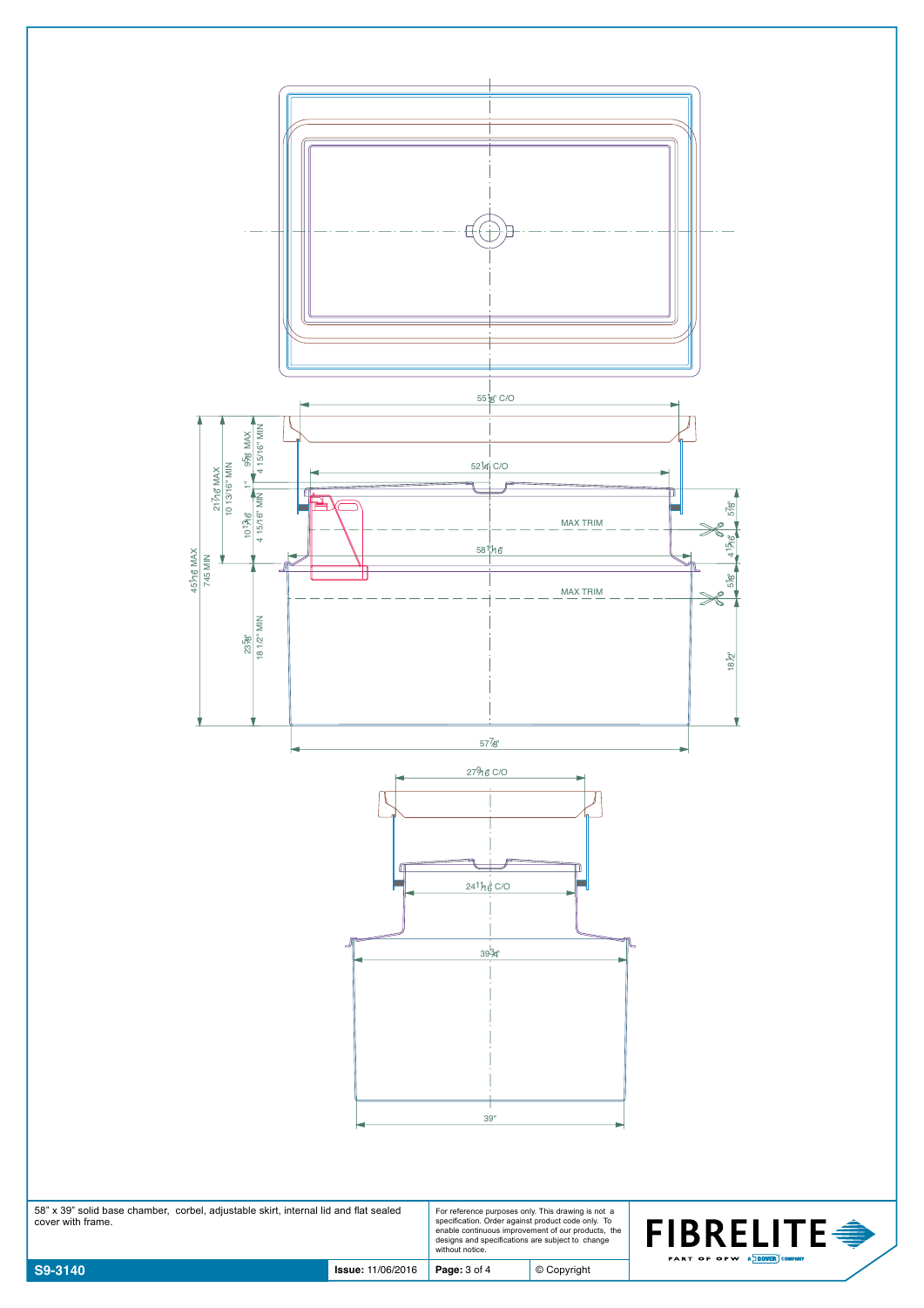55⅛" C/O

52¼" C/O

58¹¹⁄₁₆"

MAX TRIM

MAX TRIM

57⅞"

27⁹⁄₁₆" C/O

24¹¹⁄₁₆" C/O

39¾"

39"

45⁵⁄₁₆" MAX
745 MIN

21⁷⁄₁₆" MAX
10 13/16" MIN

9⅝" MAX
4 15/16" MIN

1"

10¹³⁄₁₆"
4 15/16" MIN

23⅝"
18 1/2" MIN

5⅞"

4¹⁵⁄₁₆"

5⅛"

18½"

58" x 39" solid base chamber, corbel, adjustable skirt, internal lid and flat sealed cover with frame.

For reference purposes only. This drawing is not a specification. Order against product code only. To enable continuous improvement of our products, the designs and specifications are subject to change without notice.

FIBRELITE — PART OF OPW — A DOVER COMPANY

| S9-3140 | Issue: 11/06/2016 | Page: 3 of 4 | © Copyright |
|---|---|---|---|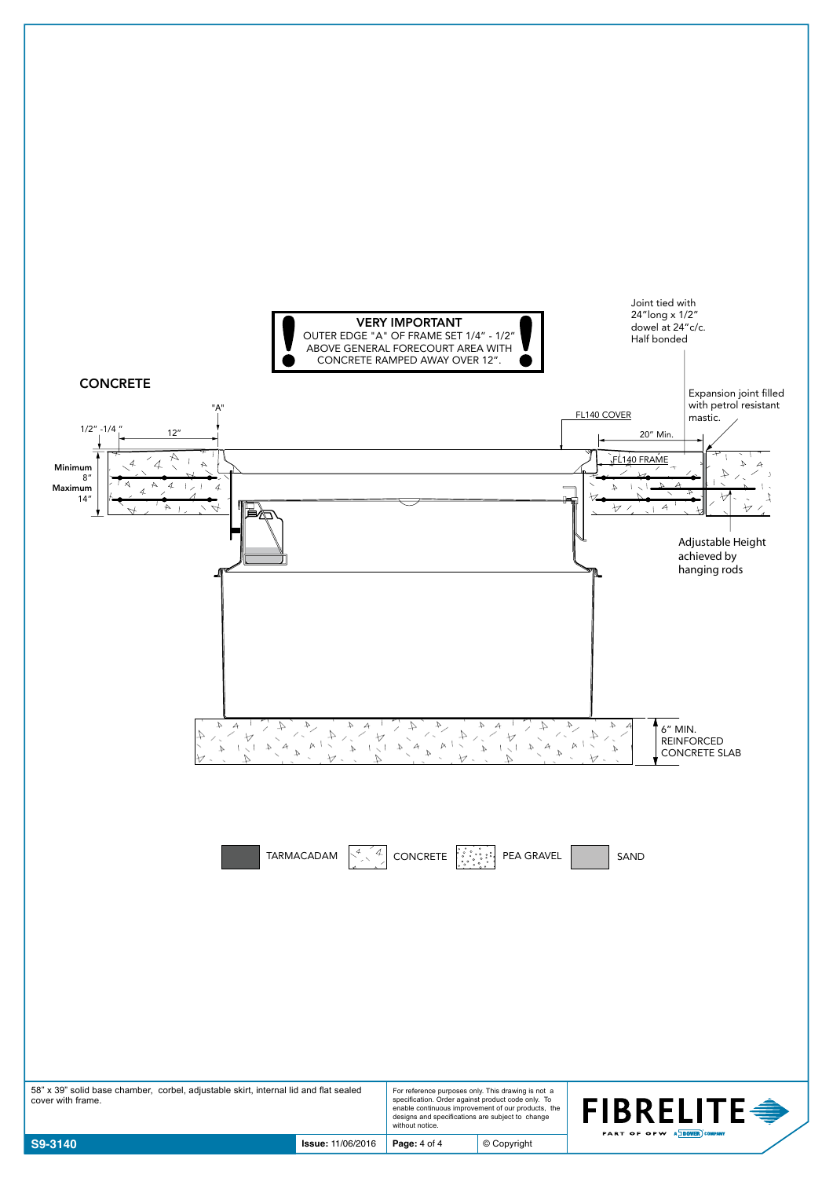**VERY IMPORTANT**
OUTER EDGE "A" OF FRAME SET 1/4" - 1/2" ABOVE GENERAL FORECOURT AREA WITH CONCRETE RAMPED AWAY OVER 12".

## CONCRETE

Joint tied with 24"long x 1/2" dowel at 24"c/c. Half bonded

Expansion joint filled with petrol resistant mastic.

"A"

1/2" -1/4 "

12"

FL140 COVER

20" Min.

FL140 FRAME

Minimum 8"
Maximum 14"

Adjustable Height achieved by hanging rods

6" MIN. REINFORCED CONCRETE SLAB

TARMACADAM

CONCRETE

PEA GRAVEL

SAND

58" x 39" solid base chamber, corbel, adjustable skirt, internal lid and flat sealed cover with frame.

For reference purposes only. This drawing is not a specification. Order against product code only. To enable continuous improvement of our products, the designs and specifications are subject to change without notice.

FIBRELITE
PART OF OPW A DOVER COMPANY

**S9-3140**

**Issue:** 11/06/2016

© Copyright